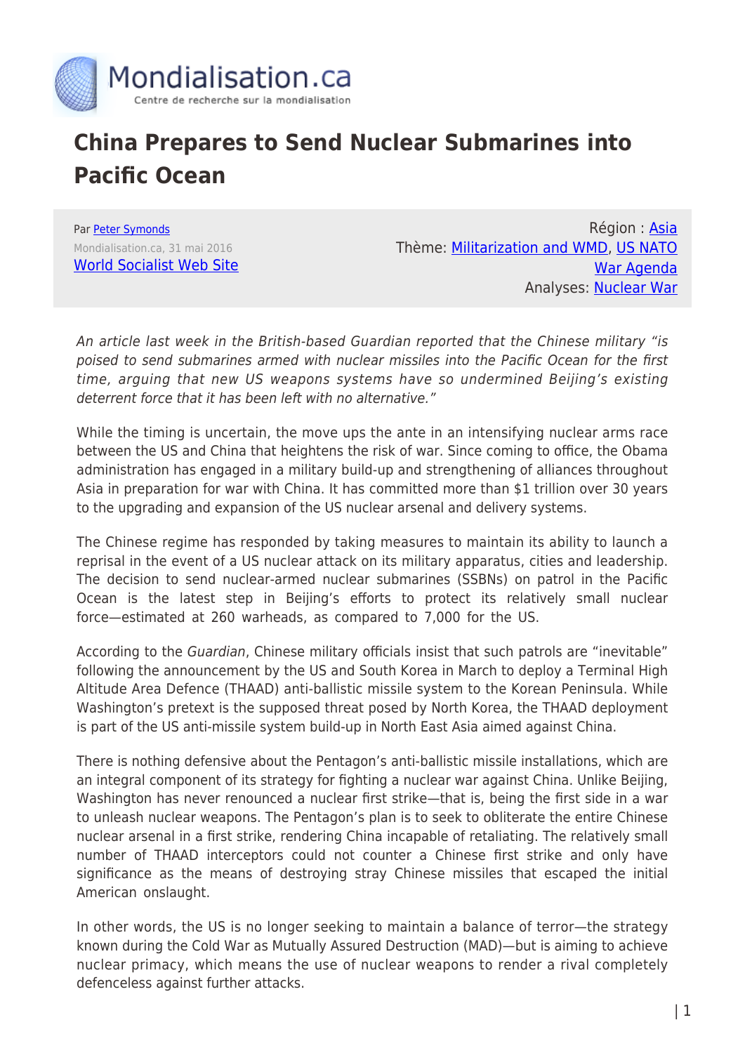Mondialisation.ca

Centre de recherche sur la mondialisation

# China Prepares to Send Nuclear Submarines into Pacific Ocean

Par Peter Symonds

Mondialisation.ca, 31 mai 2016

World Socialist Web Site

Région : Asia

Thème: Militarization and WMD, US NATO War Agenda

Analyses: Nuclear War

*An article last week in the British-based Guardian reported that the Chinese military "is poised to send submarines armed with nuclear missiles into the Pacific Ocean for the first time, arguing that new US weapons systems have so undermined Beijing's existing deterrent force that it has been left with no alternative."*

While the timing is uncertain, the move ups the ante in an intensifying nuclear arms race between the US and China that heightens the risk of war. Since coming to office, the Obama administration has engaged in a military build-up and strengthening of alliances throughout Asia in preparation for war with China. It has committed more than $1 trillion over 30 years to the upgrading and expansion of the US nuclear arsenal and delivery systems.

The Chinese regime has responded by taking measures to maintain its ability to launch a reprisal in the event of a US nuclear attack on its military apparatus, cities and leadership. The decision to send nuclear-armed nuclear submarines (SSBNs) on patrol in the Pacific Ocean is the latest step in Beijing's efforts to protect its relatively small nuclear force—estimated at 260 warheads, as compared to 7,000 for the US.

According to the *Guardian*, Chinese military officials insist that such patrols are "inevitable" following the announcement by the US and South Korea in March to deploy a Terminal High Altitude Area Defence (THAAD) anti-ballistic missile system to the Korean Peninsula. While Washington's pretext is the supposed threat posed by North Korea, the THAAD deployment is part of the US anti-missile system build-up in North East Asia aimed against China.

There is nothing defensive about the Pentagon's anti-ballistic missile installations, which are an integral component of its strategy for fighting a nuclear war against China. Unlike Beijing, Washington has never renounced a nuclear first strike—that is, being the first side in a war to unleash nuclear weapons. The Pentagon's plan is to seek to obliterate the entire Chinese nuclear arsenal in a first strike, rendering China incapable of retaliating. The relatively small number of THAAD interceptors could not counter a Chinese first strike and only have significance as the means of destroying stray Chinese missiles that escaped the initial American onslaught.

In other words, the US is no longer seeking to maintain a balance of terror—the strategy known during the Cold War as Mutually Assured Destruction (MAD)—but is aiming to achieve nuclear primacy, which means the use of nuclear weapons to render a rival completely defenceless against further attacks.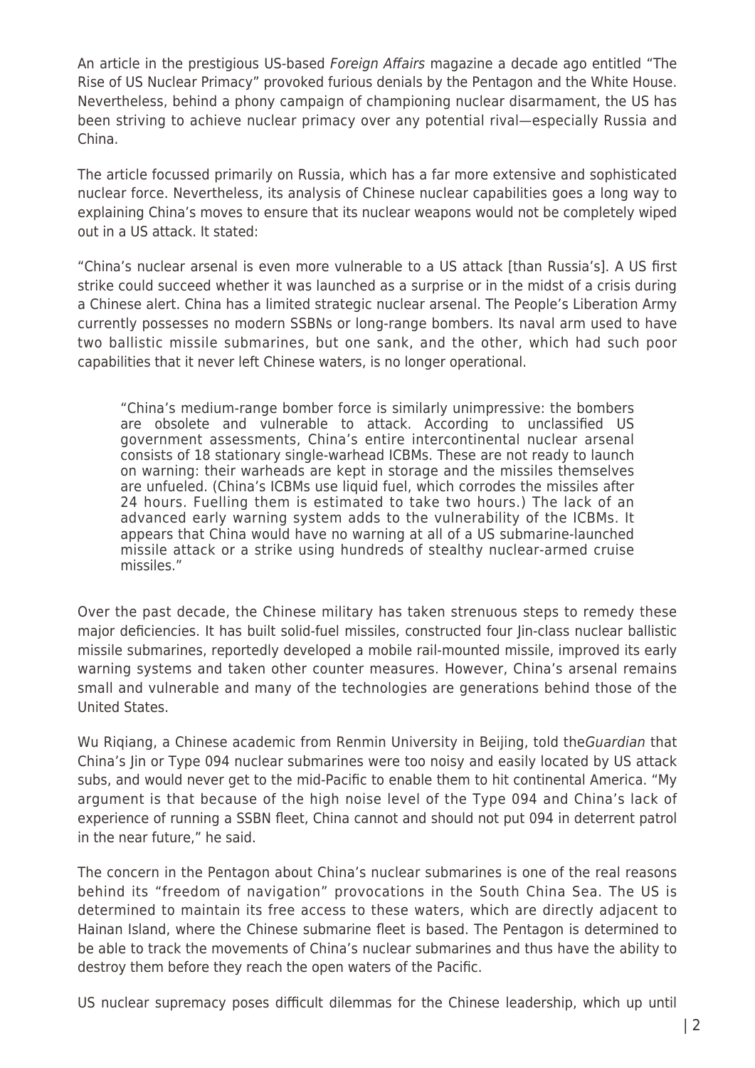An article in the prestigious US-based *Foreign Affairs* magazine a decade ago entitled "The Rise of US Nuclear Primacy" provoked furious denials by the Pentagon and the White House. Nevertheless, behind a phony campaign of championing nuclear disarmament, the US has been striving to achieve nuclear primacy over any potential rival—especially Russia and China.

The article focussed primarily on Russia, which has a far more extensive and sophisticated nuclear force. Nevertheless, its analysis of Chinese nuclear capabilities goes a long way to explaining China's moves to ensure that its nuclear weapons would not be completely wiped out in a US attack. It stated:

"China's nuclear arsenal is even more vulnerable to a US attack [than Russia's]. A US first strike could succeed whether it was launched as a surprise or in the midst of a crisis during a Chinese alert. China has a limited strategic nuclear arsenal. The People's Liberation Army currently possesses no modern SSBNs or long-range bombers. Its naval arm used to have two ballistic missile submarines, but one sank, and the other, which had such poor capabilities that it never left Chinese waters, is no longer operational.

> "China's medium-range bomber force is similarly unimpressive: the bombers are obsolete and vulnerable to attack. According to unclassified US government assessments, China's entire intercontinental nuclear arsenal consists of 18 stationary single-warhead ICBMs. These are not ready to launch on warning: their warheads are kept in storage and the missiles themselves are unfueled. (China's ICBMs use liquid fuel, which corrodes the missiles after 24 hours. Fuelling them is estimated to take two hours.) The lack of an advanced early warning system adds to the vulnerability of the ICBMs. It appears that China would have no warning at all of a US submarine-launched missile attack or a strike using hundreds of stealthy nuclear-armed cruise missiles."

Over the past decade, the Chinese military has taken strenuous steps to remedy these major deficiencies. It has built solid-fuel missiles, constructed four Jin-class nuclear ballistic missile submarines, reportedly developed a mobile rail-mounted missile, improved its early warning systems and taken other counter measures. However, China's arsenal remains small and vulnerable and many of the technologies are generations behind those of the United States.

Wu Riqiang, a Chinese academic from Renmin University in Beijing, told the*Guardian* that China's Jin or Type 094 nuclear submarines were too noisy and easily located by US attack subs, and would never get to the mid-Pacific to enable them to hit continental America. "My argument is that because of the high noise level of the Type 094 and China's lack of experience of running a SSBN fleet, China cannot and should not put 094 in deterrent patrol in the near future," he said.

The concern in the Pentagon about China's nuclear submarines is one of the real reasons behind its "freedom of navigation" provocations in the South China Sea. The US is determined to maintain its free access to these waters, which are directly adjacent to Hainan Island, where the Chinese submarine fleet is based. The Pentagon is determined to be able to track the movements of China's nuclear submarines and thus have the ability to destroy them before they reach the open waters of the Pacific.

US nuclear supremacy poses difficult dilemmas for the Chinese leadership, which up until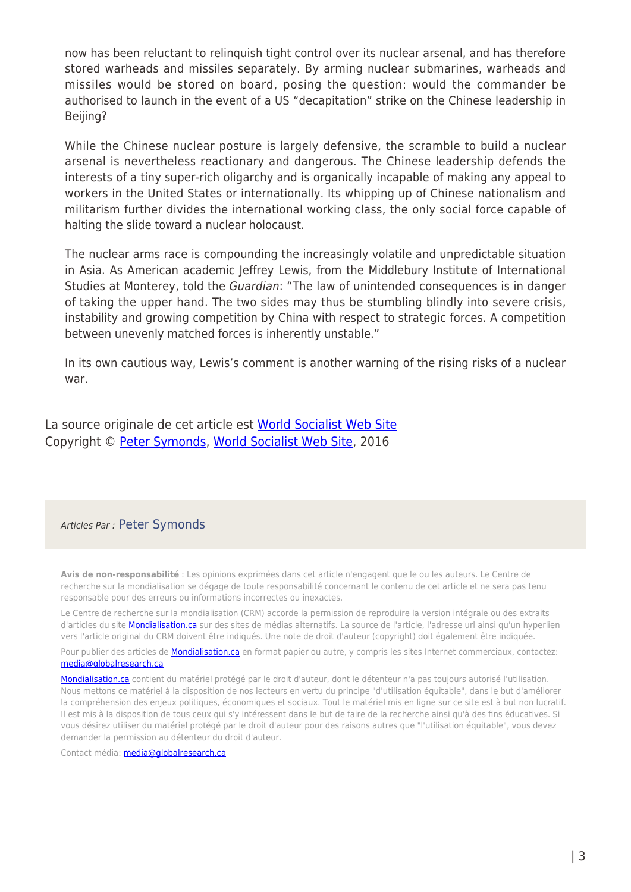now has been reluctant to relinquish tight control over its nuclear arsenal, and has therefore stored warheads and missiles separately. By arming nuclear submarines, warheads and missiles would be stored on board, posing the question: would the commander be authorised to launch in the event of a US "decapitation" strike on the Chinese leadership in Beijing?

While the Chinese nuclear posture is largely defensive, the scramble to build a nuclear arsenal is nevertheless reactionary and dangerous. The Chinese leadership defends the interests of a tiny super-rich oligarchy and is organically incapable of making any appeal to workers in the United States or internationally. Its whipping up of Chinese nationalism and militarism further divides the international working class, the only social force capable of halting the slide toward a nuclear holocaust.

The nuclear arms race is compounding the increasingly volatile and unpredictable situation in Asia. As American academic Jeffrey Lewis, from the Middlebury Institute of International Studies at Monterey, told the *Guardian*: "The law of unintended consequences is in danger of taking the upper hand. The two sides may thus be stumbling blindly into severe crisis, instability and growing competition by China with respect to strategic forces. A competition between unevenly matched forces is inherently unstable."

In its own cautious way, Lewis's comment is another warning of the rising risks of a nuclear war.

La source originale de cet article est World Socialist Web Site
Copyright © Peter Symonds, World Socialist Web Site, 2016

---

*Articles Par :* Peter Symonds

**Avis de non-responsabilité** : Les opinions exprimées dans cet article n'engagent que le ou les auteurs. Le Centre de recherche sur la mondialisation se dégage de toute responsabilité concernant le contenu de cet article et ne sera pas tenu responsable pour des erreurs ou informations incorrectes ou inexactes.

Le Centre de recherche sur la mondialisation (CRM) accorde la permission de reproduire la version intégrale ou des extraits d'articles du site Mondialisation.ca sur des sites de médias alternatifs. La source de l'article, l'adresse url ainsi qu'un hyperlien vers l'article original du CRM doivent être indiqués. Une note de droit d'auteur (copyright) doit également être indiquée.

Pour publier des articles de Mondialisation.ca en format papier ou autre, y compris les sites Internet commerciaux, contactez: media@globalresearch.ca

Mondialisation.ca contient du matériel protégé par le droit d'auteur, dont le détenteur n'a pas toujours autorisé l'utilisation. Nous mettons ce matériel à la disposition de nos lecteurs en vertu du principe "d'utilisation équitable", dans le but d'améliorer la compréhension des enjeux politiques, économiques et sociaux. Tout le matériel mis en ligne sur ce site est à but non lucratif. Il est mis à la disposition de tous ceux qui s'y intéressent dans le but de faire de la recherche ainsi qu'à des fins éducatives. Si vous désirez utiliser du matériel protégé par le droit d'auteur pour des raisons autres que "l'utilisation équitable", vous devez demander la permission au détenteur du droit d'auteur.

Contact média: media@globalresearch.ca